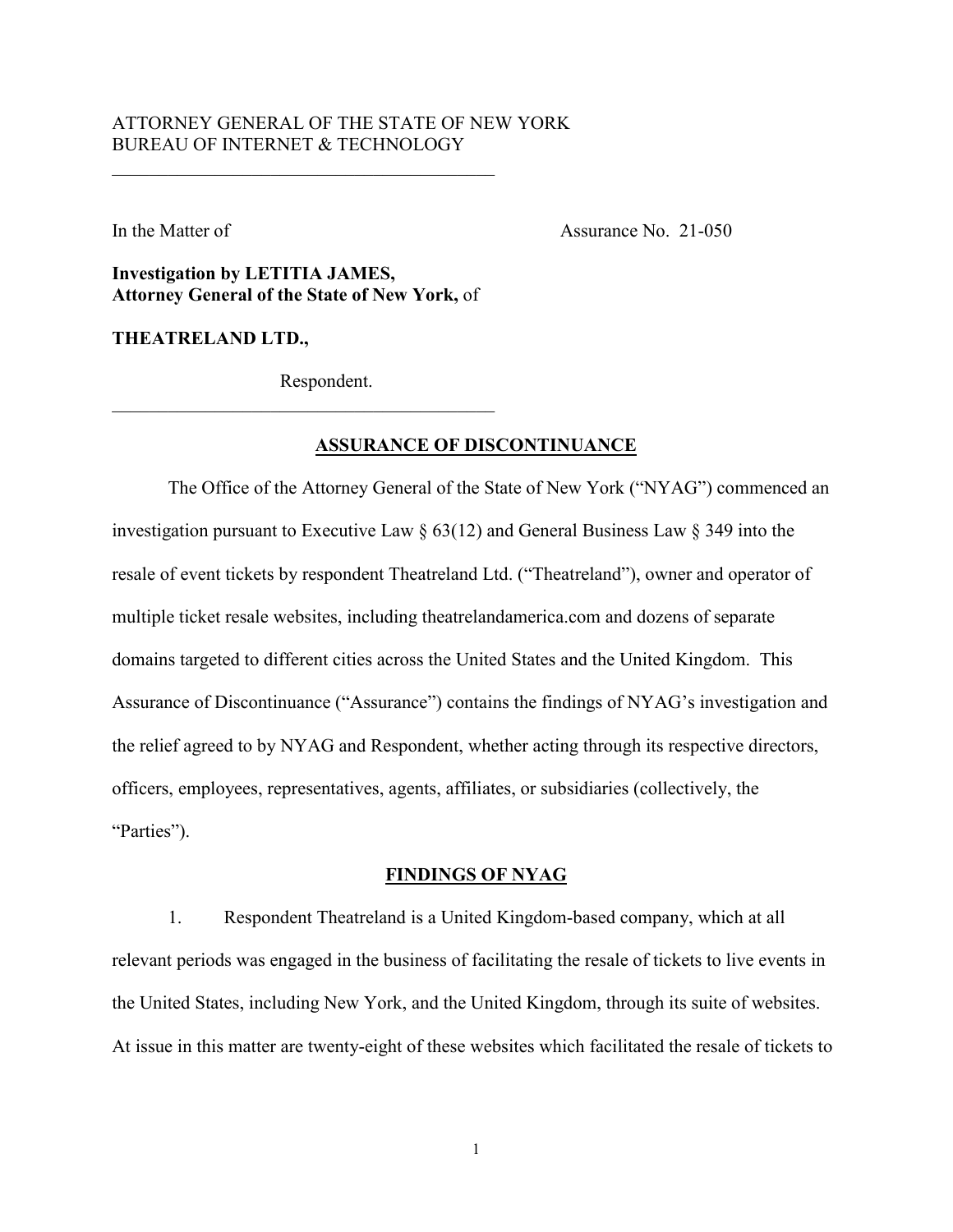ATTORNEY GENERAL OF THE STATE OF NEW YORK
BUREAU OF INTERNET & TECHNOLOGY

---

In the Matter of

Assurance No. 21-050

**Investigation by LETITIA JAMES, Attorney General of the State of New York,** of

**THEATRELAND LTD.,**

Respondent.

---

## ASSURANCE OF DISCONTINUANCE

The Office of the Attorney General of the State of New York ("NYAG") commenced an investigation pursuant to Executive Law § 63(12) and General Business Law § 349 into the resale of event tickets by respondent Theatreland Ltd. ("Theatreland"), owner and operator of multiple ticket resale websites, including theatrelandamerica.com and dozens of separate domains targeted to different cities across the United States and the United Kingdom. This Assurance of Discontinuance ("Assurance") contains the findings of NYAG's investigation and the relief agreed to by NYAG and Respondent, whether acting through its respective directors, officers, employees, representatives, agents, affiliates, or subsidiaries (collectively, the "Parties").

## FINDINGS OF NYAG

1. Respondent Theatreland is a United Kingdom-based company, which at all relevant periods was engaged in the business of facilitating the resale of tickets to live events in the United States, including New York, and the United Kingdom, through its suite of websites. At issue in this matter are twenty-eight of these websites which facilitated the resale of tickets to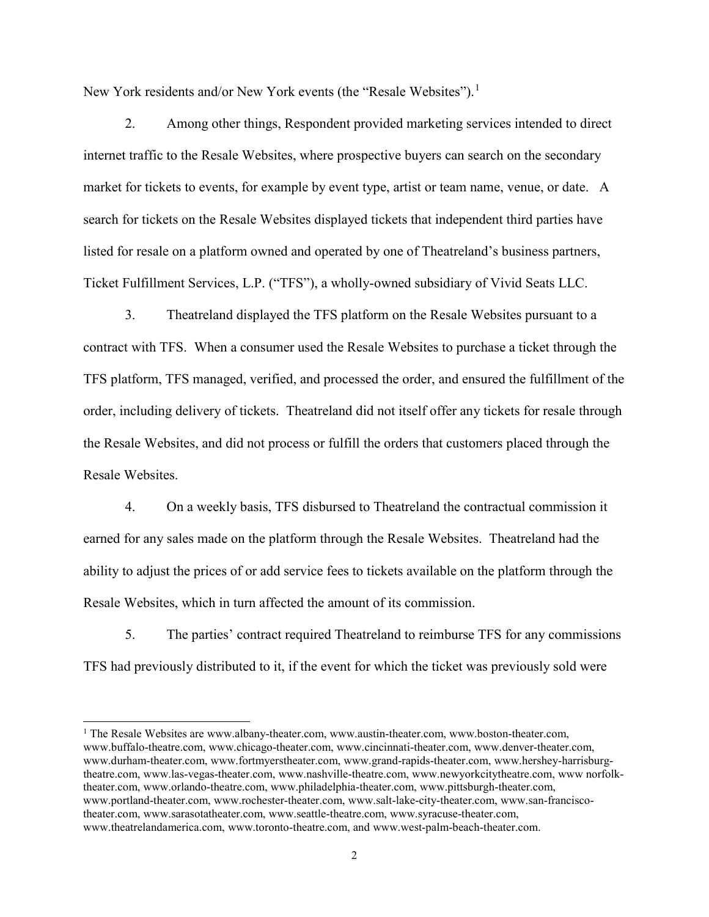New York residents and/or New York events (the "Resale Websites").[1]

2. Among other things, Respondent provided marketing services intended to direct internet traffic to the Resale Websites, where prospective buyers can search on the secondary market for tickets to events, for example by event type, artist or team name, venue, or date. A search for tickets on the Resale Websites displayed tickets that independent third parties have listed for resale on a platform owned and operated by one of Theatreland's business partners, Ticket Fulfillment Services, L.P. ("TFS"), a wholly-owned subsidiary of Vivid Seats LLC.

3. Theatreland displayed the TFS platform on the Resale Websites pursuant to a contract with TFS. When a consumer used the Resale Websites to purchase a ticket through the TFS platform, TFS managed, verified, and processed the order, and ensured the fulfillment of the order, including delivery of tickets. Theatreland did not itself offer any tickets for resale through the Resale Websites, and did not process or fulfill the orders that customers placed through the Resale Websites.

4. On a weekly basis, TFS disbursed to Theatreland the contractual commission it earned for any sales made on the platform through the Resale Websites. Theatreland had the ability to adjust the prices of or add service fees to tickets available on the platform through the Resale Websites, which in turn affected the amount of its commission.

5. The parties' contract required Theatreland to reimburse TFS for any commissions TFS had previously distributed to it, if the event for which the ticket was previously sold were

[1] The Resale Websites are www.albany-theater.com, www.austin-theater.com, www.boston-theater.com, www.buffalo-theatre.com, www.chicago-theater.com, www.cincinnati-theater.com, www.denver-theater.com, www.durham-theater.com, www.fortmyerstheater.com, www.grand-rapids-theater.com, www.hershey-harrisburg-theatre.com, www.las-vegas-theater.com, www.nashville-theatre.com, www.newyorkcitytheatre.com, www norfolk-theater.com, www.orlando-theatre.com, www.philadelphia-theater.com, www.pittsburgh-theater.com, www.portland-theater.com, www.rochester-theater.com, www.salt-lake-city-theater.com, www.san-francisco-theater.com, www.sarasotatheater.com, www.seattle-theatre.com, www.syracuse-theater.com, www.theatrelandamerica.com, www.toronto-theatre.com, and www.west-palm-beach-theater.com.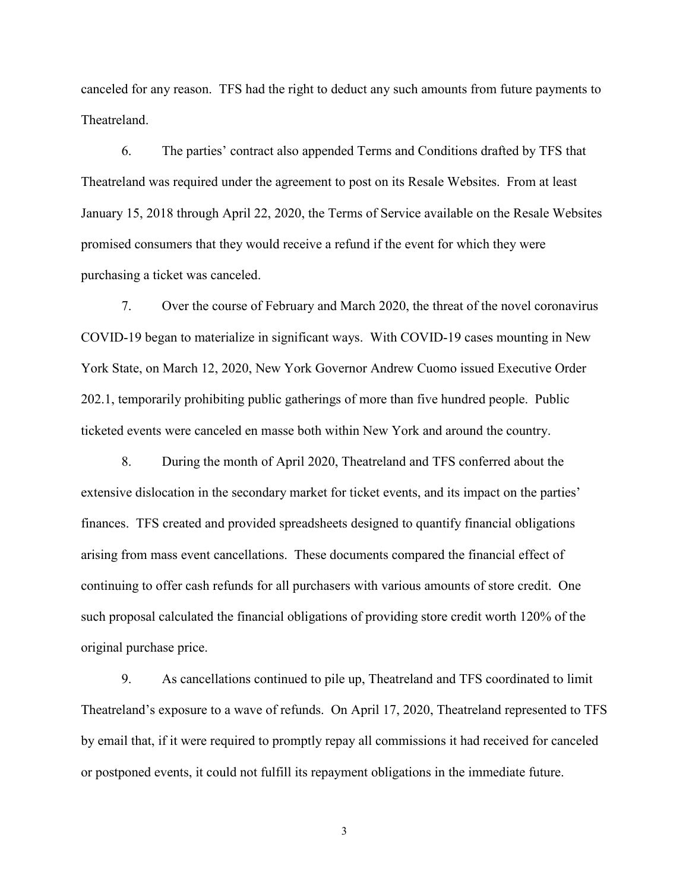canceled for any reason. TFS had the right to deduct any such amounts from future payments to Theatreland.

6. The parties' contract also appended Terms and Conditions drafted by TFS that Theatreland was required under the agreement to post on its Resale Websites. From at least January 15, 2018 through April 22, 2020, the Terms of Service available on the Resale Websites promised consumers that they would receive a refund if the event for which they were purchasing a ticket was canceled.

7. Over the course of February and March 2020, the threat of the novel coronavirus COVID-19 began to materialize in significant ways. With COVID-19 cases mounting in New York State, on March 12, 2020, New York Governor Andrew Cuomo issued Executive Order 202.1, temporarily prohibiting public gatherings of more than five hundred people. Public ticketed events were canceled en masse both within New York and around the country.

8. During the month of April 2020, Theatreland and TFS conferred about the extensive dislocation in the secondary market for ticket events, and its impact on the parties' finances. TFS created and provided spreadsheets designed to quantify financial obligations arising from mass event cancellations. These documents compared the financial effect of continuing to offer cash refunds for all purchasers with various amounts of store credit. One such proposal calculated the financial obligations of providing store credit worth 120% of the original purchase price.

9. As cancellations continued to pile up, Theatreland and TFS coordinated to limit Theatreland's exposure to a wave of refunds. On April 17, 2020, Theatreland represented to TFS by email that, if it were required to promptly repay all commissions it had received for canceled or postponed events, it could not fulfill its repayment obligations in the immediate future.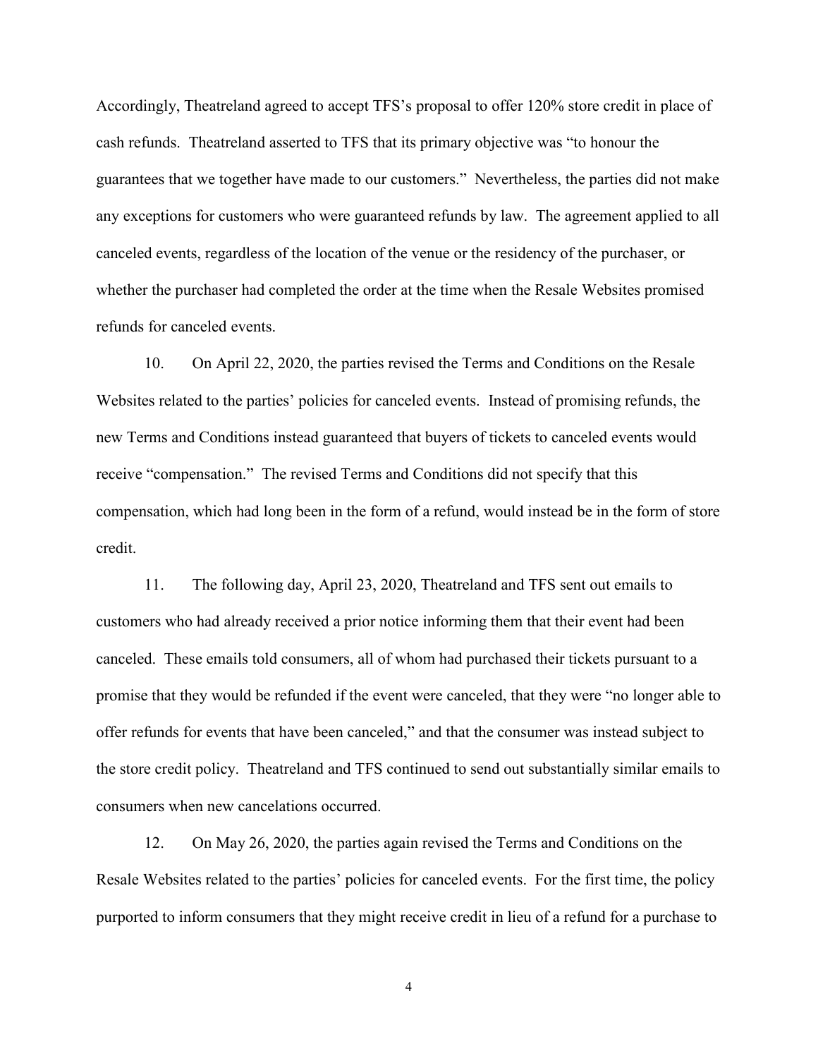Accordingly, Theatreland agreed to accept TFS's proposal to offer 120% store credit in place of cash refunds. Theatreland asserted to TFS that its primary objective was "to honour the guarantees that we together have made to our customers." Nevertheless, the parties did not make any exceptions for customers who were guaranteed refunds by law. The agreement applied to all canceled events, regardless of the location of the venue or the residency of the purchaser, or whether the purchaser had completed the order at the time when the Resale Websites promised refunds for canceled events.

10. On April 22, 2020, the parties revised the Terms and Conditions on the Resale Websites related to the parties' policies for canceled events. Instead of promising refunds, the new Terms and Conditions instead guaranteed that buyers of tickets to canceled events would receive "compensation." The revised Terms and Conditions did not specify that this compensation, which had long been in the form of a refund, would instead be in the form of store credit.

11. The following day, April 23, 2020, Theatreland and TFS sent out emails to customers who had already received a prior notice informing them that their event had been canceled. These emails told consumers, all of whom had purchased their tickets pursuant to a promise that they would be refunded if the event were canceled, that they were "no longer able to offer refunds for events that have been canceled," and that the consumer was instead subject to the store credit policy. Theatreland and TFS continued to send out substantially similar emails to consumers when new cancelations occurred.

12. On May 26, 2020, the parties again revised the Terms and Conditions on the Resale Websites related to the parties' policies for canceled events. For the first time, the policy purported to inform consumers that they might receive credit in lieu of a refund for a purchase to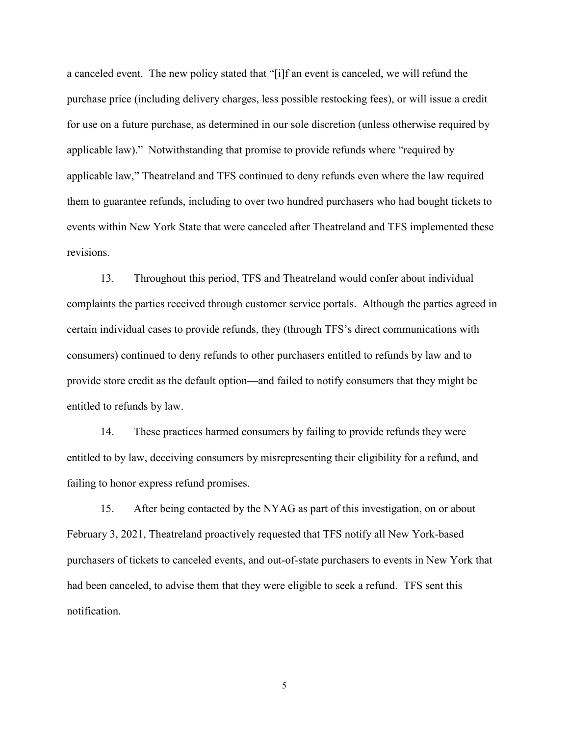a canceled event. The new policy stated that "[i]f an event is canceled, we will refund the purchase price (including delivery charges, less possible restocking fees), or will issue a credit for use on a future purchase, as determined in our sole discretion (unless otherwise required by applicable law)." Notwithstanding that promise to provide refunds where "required by applicable law," Theatreland and TFS continued to deny refunds even where the law required them to guarantee refunds, including to over two hundred purchasers who had bought tickets to events within New York State that were canceled after Theatreland and TFS implemented these revisions.

13. Throughout this period, TFS and Theatreland would confer about individual complaints the parties received through customer service portals. Although the parties agreed in certain individual cases to provide refunds, they (through TFS's direct communications with consumers) continued to deny refunds to other purchasers entitled to refunds by law and to provide store credit as the default option—and failed to notify consumers that they might be entitled to refunds by law.

14. These practices harmed consumers by failing to provide refunds they were entitled to by law, deceiving consumers by misrepresenting their eligibility for a refund, and failing to honor express refund promises.

15. After being contacted by the NYAG as part of this investigation, on or about February 3, 2021, Theatreland proactively requested that TFS notify all New York-based purchasers of tickets to canceled events, and out-of-state purchasers to events in New York that had been canceled, to advise them that they were eligible to seek a refund. TFS sent this notification.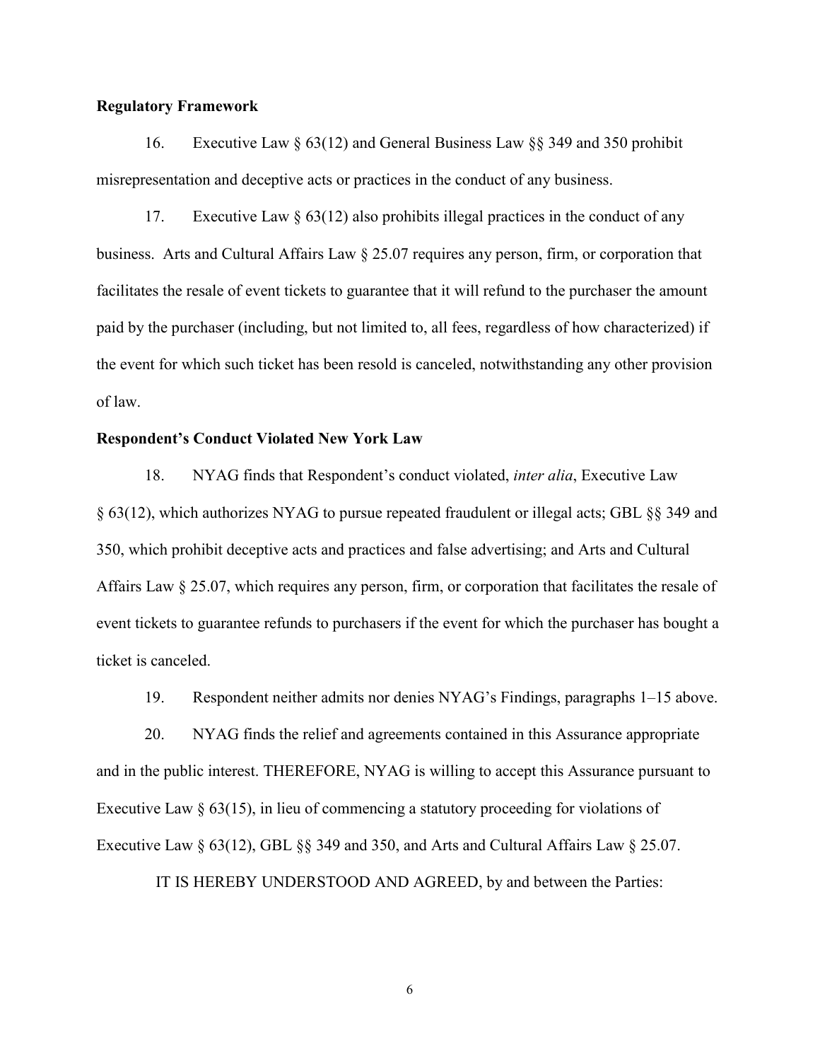**Regulatory Framework**

16. Executive Law § 63(12) and General Business Law §§ 349 and 350 prohibit misrepresentation and deceptive acts or practices in the conduct of any business.

17. Executive Law § 63(12) also prohibits illegal practices in the conduct of any business. Arts and Cultural Affairs Law § 25.07 requires any person, firm, or corporation that facilitates the resale of event tickets to guarantee that it will refund to the purchaser the amount paid by the purchaser (including, but not limited to, all fees, regardless of how characterized) if the event for which such ticket has been resold is canceled, notwithstanding any other provision of law.

**Respondent's Conduct Violated New York Law**

18. NYAG finds that Respondent's conduct violated, *inter alia*, Executive Law § 63(12), which authorizes NYAG to pursue repeated fraudulent or illegal acts; GBL §§ 349 and 350, which prohibit deceptive acts and practices and false advertising; and Arts and Cultural Affairs Law § 25.07, which requires any person, firm, or corporation that facilitates the resale of event tickets to guarantee refunds to purchasers if the event for which the purchaser has bought a ticket is canceled.

19. Respondent neither admits nor denies NYAG's Findings, paragraphs 1–15 above.

20. NYAG finds the relief and agreements contained in this Assurance appropriate and in the public interest. THEREFORE, NYAG is willing to accept this Assurance pursuant to Executive Law § 63(15), in lieu of commencing a statutory proceeding for violations of Executive Law § 63(12), GBL §§ 349 and 350, and Arts and Cultural Affairs Law § 25.07.

IT IS HEREBY UNDERSTOOD AND AGREED, by and between the Parties: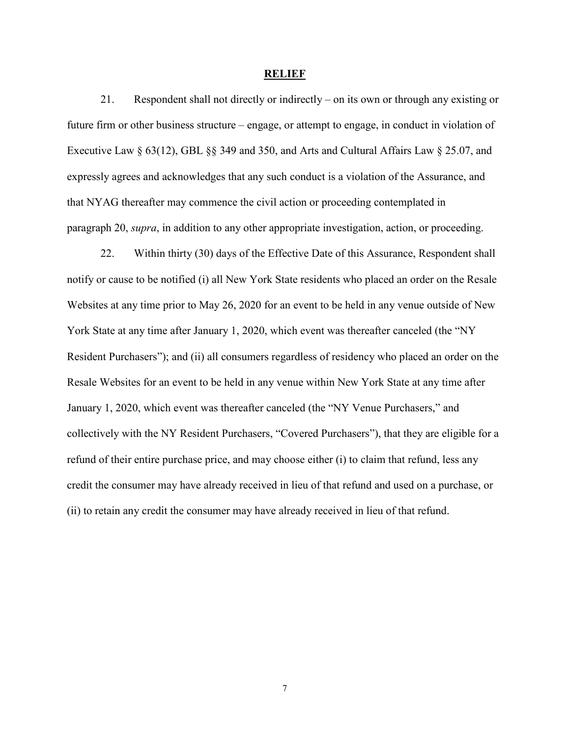## RELIEF

21. Respondent shall not directly or indirectly – on its own or through any existing or future firm or other business structure – engage, or attempt to engage, in conduct in violation of Executive Law § 63(12), GBL §§ 349 and 350, and Arts and Cultural Affairs Law § 25.07, and expressly agrees and acknowledges that any such conduct is a violation of the Assurance, and that NYAG thereafter may commence the civil action or proceeding contemplated in paragraph 20, *supra*, in addition to any other appropriate investigation, action, or proceeding.

22. Within thirty (30) days of the Effective Date of this Assurance, Respondent shall notify or cause to be notified (i) all New York State residents who placed an order on the Resale Websites at any time prior to May 26, 2020 for an event to be held in any venue outside of New York State at any time after January 1, 2020, which event was thereafter canceled (the "NY Resident Purchasers"); and (ii) all consumers regardless of residency who placed an order on the Resale Websites for an event to be held in any venue within New York State at any time after January 1, 2020, which event was thereafter canceled (the "NY Venue Purchasers," and collectively with the NY Resident Purchasers, "Covered Purchasers"), that they are eligible for a refund of their entire purchase price, and may choose either (i) to claim that refund, less any credit the consumer may have already received in lieu of that refund and used on a purchase, or (ii) to retain any credit the consumer may have already received in lieu of that refund.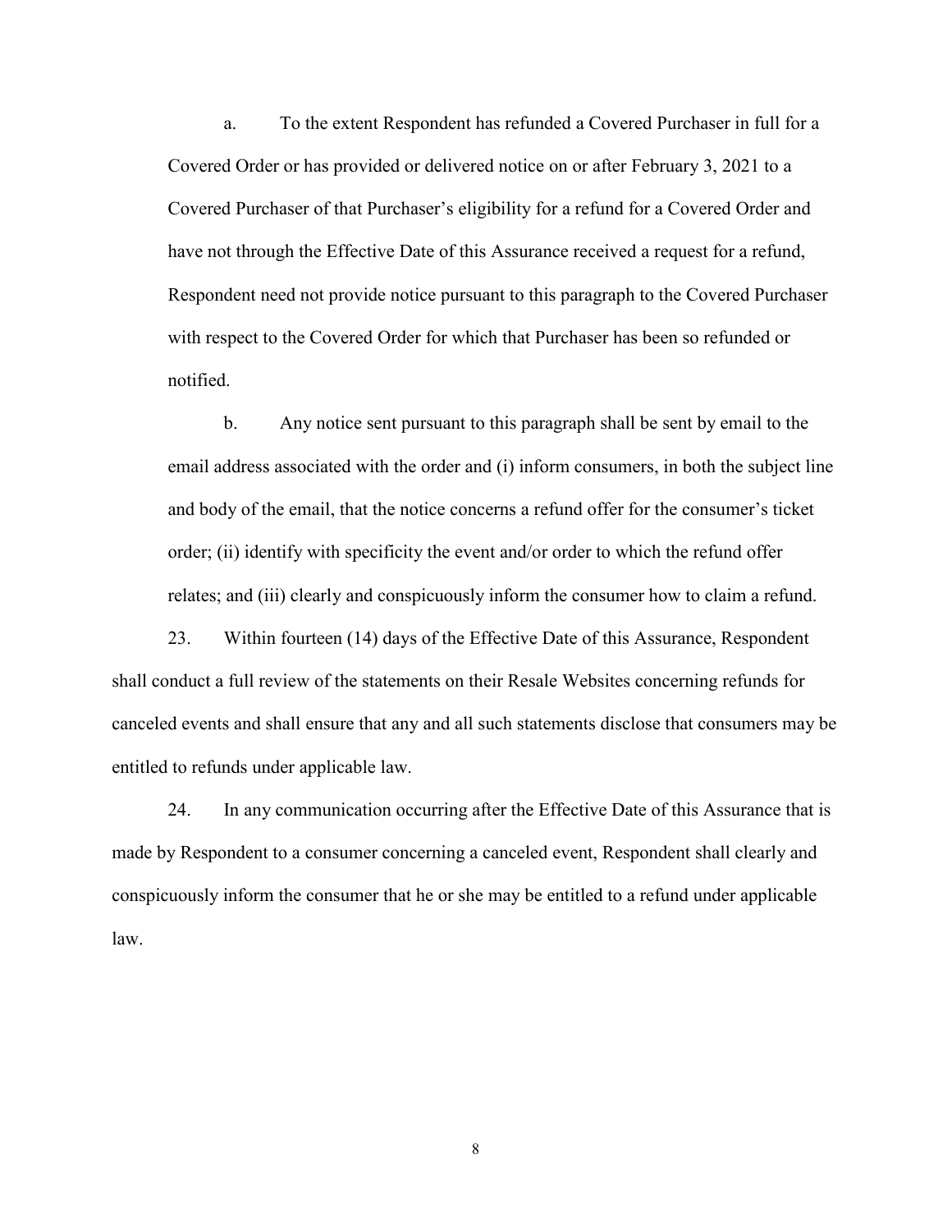a. To the extent Respondent has refunded a Covered Purchaser in full for a Covered Order or has provided or delivered notice on or after February 3, 2021 to a Covered Purchaser of that Purchaser's eligibility for a refund for a Covered Order and have not through the Effective Date of this Assurance received a request for a refund, Respondent need not provide notice pursuant to this paragraph to the Covered Purchaser with respect to the Covered Order for which that Purchaser has been so refunded or notified.

b. Any notice sent pursuant to this paragraph shall be sent by email to the email address associated with the order and (i) inform consumers, in both the subject line and body of the email, that the notice concerns a refund offer for the consumer's ticket order; (ii) identify with specificity the event and/or order to which the refund offer relates; and (iii) clearly and conspicuously inform the consumer how to claim a refund.

23. Within fourteen (14) days of the Effective Date of this Assurance, Respondent shall conduct a full review of the statements on their Resale Websites concerning refunds for canceled events and shall ensure that any and all such statements disclose that consumers may be entitled to refunds under applicable law.

24. In any communication occurring after the Effective Date of this Assurance that is made by Respondent to a consumer concerning a canceled event, Respondent shall clearly and conspicuously inform the consumer that he or she may be entitled to a refund under applicable law.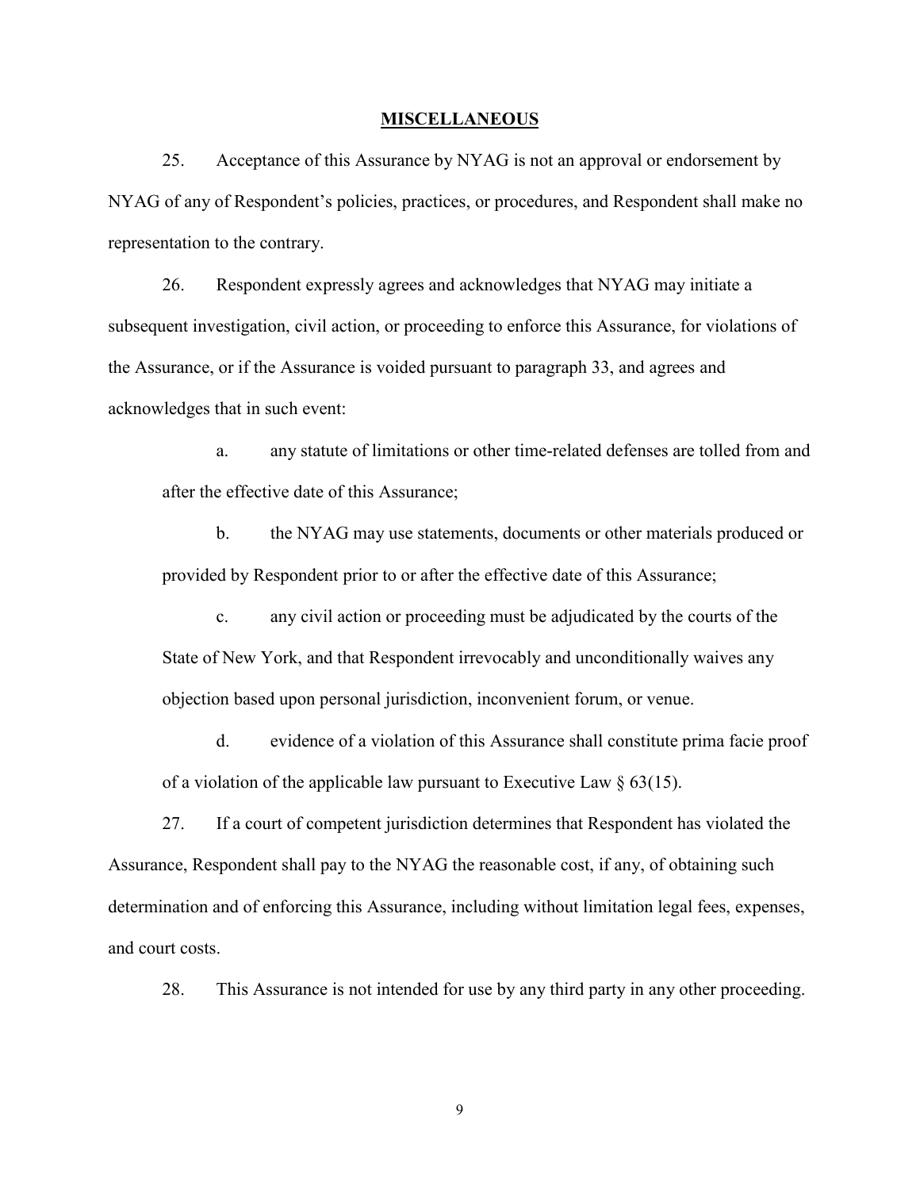## MISCELLANEOUS

25. Acceptance of this Assurance by NYAG is not an approval or endorsement by NYAG of any of Respondent's policies, practices, or procedures, and Respondent shall make no representation to the contrary.

26. Respondent expressly agrees and acknowledges that NYAG may initiate a subsequent investigation, civil action, or proceeding to enforce this Assurance, for violations of the Assurance, or if the Assurance is voided pursuant to paragraph 33, and agrees and acknowledges that in such event:

a. any statute of limitations or other time-related defenses are tolled from and after the effective date of this Assurance;

b. the NYAG may use statements, documents or other materials produced or provided by Respondent prior to or after the effective date of this Assurance;

c. any civil action or proceeding must be adjudicated by the courts of the State of New York, and that Respondent irrevocably and unconditionally waives any objection based upon personal jurisdiction, inconvenient forum, or venue.

d. evidence of a violation of this Assurance shall constitute prima facie proof of a violation of the applicable law pursuant to Executive Law § 63(15).

27. If a court of competent jurisdiction determines that Respondent has violated the Assurance, Respondent shall pay to the NYAG the reasonable cost, if any, of obtaining such determination and of enforcing this Assurance, including without limitation legal fees, expenses, and court costs.

28. This Assurance is not intended for use by any third party in any other proceeding.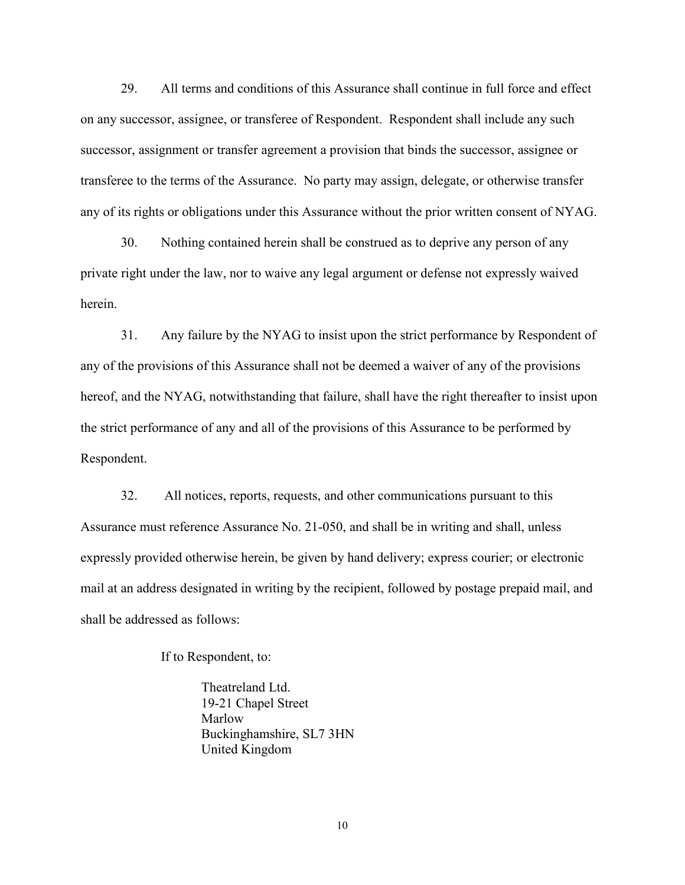29. All terms and conditions of this Assurance shall continue in full force and effect on any successor, assignee, or transferee of Respondent. Respondent shall include any such successor, assignment or transfer agreement a provision that binds the successor, assignee or transferee to the terms of the Assurance. No party may assign, delegate, or otherwise transfer any of its rights or obligations under this Assurance without the prior written consent of NYAG.

30. Nothing contained herein shall be construed as to deprive any person of any private right under the law, nor to waive any legal argument or defense not expressly waived herein.

31. Any failure by the NYAG to insist upon the strict performance by Respondent of any of the provisions of this Assurance shall not be deemed a waiver of any of the provisions hereof, and the NYAG, notwithstanding that failure, shall have the right thereafter to insist upon the strict performance of any and all of the provisions of this Assurance to be performed by Respondent.

32. All notices, reports, requests, and other communications pursuant to this Assurance must reference Assurance No. 21-050, and shall be in writing and shall, unless expressly provided otherwise herein, be given by hand delivery; express courier; or electronic mail at an address designated in writing by the recipient, followed by postage prepaid mail, and shall be addressed as follows:

If to Respondent, to:

Theatreland Ltd.  
19-21 Chapel Street  
Marlow  
Buckinghamshire, SL7 3HN  
United Kingdom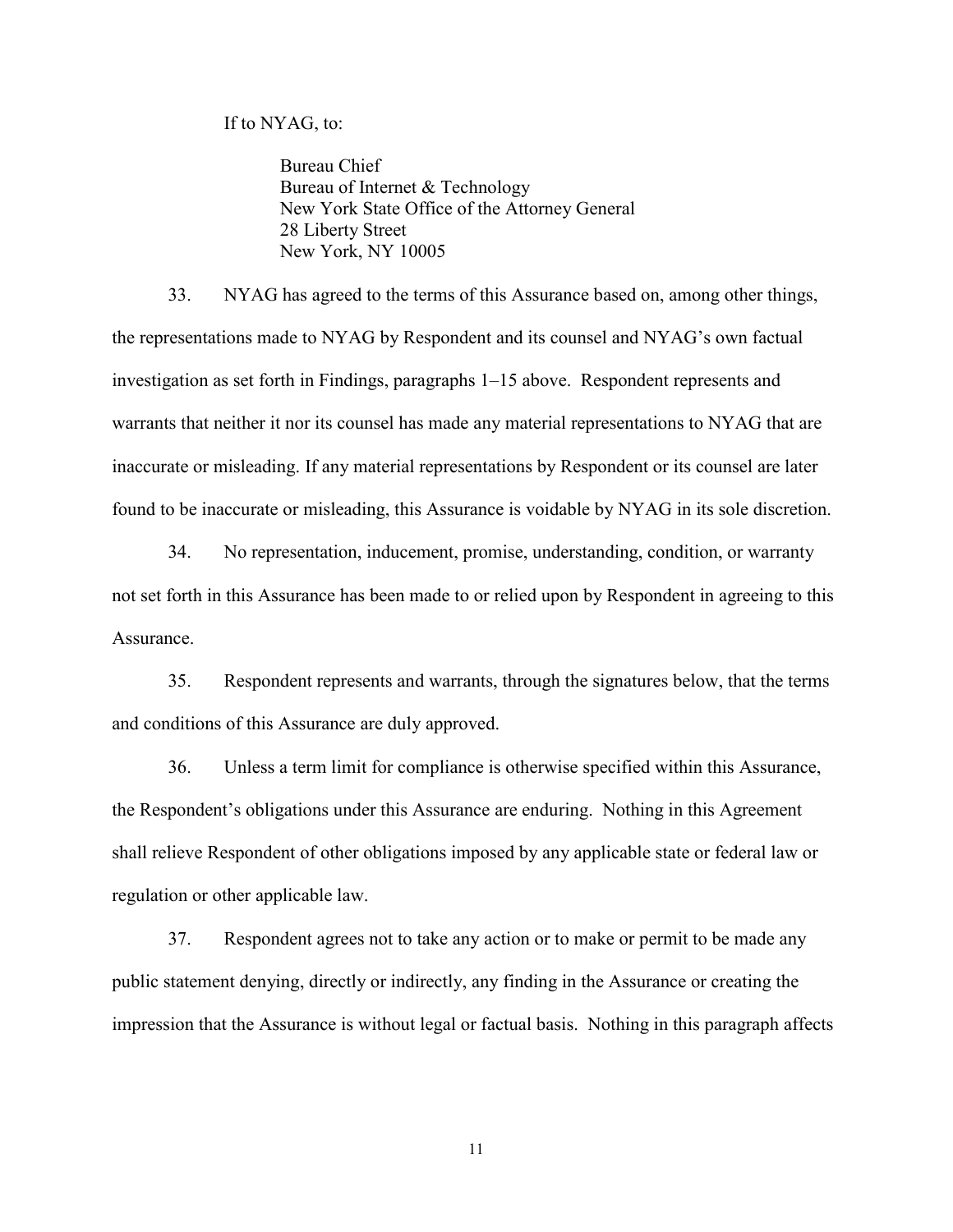If to NYAG, to:

> Bureau Chief
> Bureau of Internet & Technology
> New York State Office of the Attorney General
> 28 Liberty Street
> New York, NY 10005

33. NYAG has agreed to the terms of this Assurance based on, among other things, the representations made to NYAG by Respondent and its counsel and NYAG's own factual investigation as set forth in Findings, paragraphs 1–15 above. Respondent represents and warrants that neither it nor its counsel has made any material representations to NYAG that are inaccurate or misleading. If any material representations by Respondent or its counsel are later found to be inaccurate or misleading, this Assurance is voidable by NYAG in its sole discretion.

34. No representation, inducement, promise, understanding, condition, or warranty not set forth in this Assurance has been made to or relied upon by Respondent in agreeing to this Assurance.

35. Respondent represents and warrants, through the signatures below, that the terms and conditions of this Assurance are duly approved.

36. Unless a term limit for compliance is otherwise specified within this Assurance, the Respondent's obligations under this Assurance are enduring. Nothing in this Agreement shall relieve Respondent of other obligations imposed by any applicable state or federal law or regulation or other applicable law.

37. Respondent agrees not to take any action or to make or permit to be made any public statement denying, directly or indirectly, any finding in the Assurance or creating the impression that the Assurance is without legal or factual basis. Nothing in this paragraph affects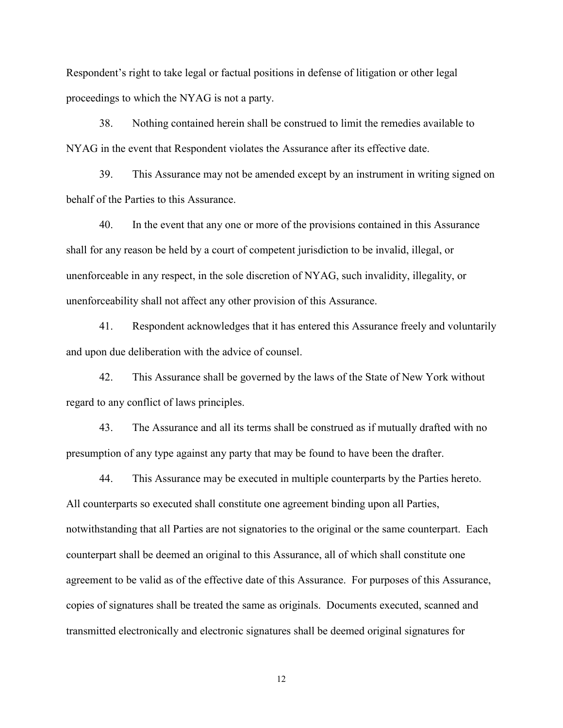Respondent's right to take legal or factual positions in defense of litigation or other legal proceedings to which the NYAG is not a party.

38. Nothing contained herein shall be construed to limit the remedies available to NYAG in the event that Respondent violates the Assurance after its effective date.

39. This Assurance may not be amended except by an instrument in writing signed on behalf of the Parties to this Assurance.

40. In the event that any one or more of the provisions contained in this Assurance shall for any reason be held by a court of competent jurisdiction to be invalid, illegal, or unenforceable in any respect, in the sole discretion of NYAG, such invalidity, illegality, or unenforceability shall not affect any other provision of this Assurance.

41. Respondent acknowledges that it has entered this Assurance freely and voluntarily and upon due deliberation with the advice of counsel.

42. This Assurance shall be governed by the laws of the State of New York without regard to any conflict of laws principles.

43. The Assurance and all its terms shall be construed as if mutually drafted with no presumption of any type against any party that may be found to have been the drafter.

44. This Assurance may be executed in multiple counterparts by the Parties hereto. All counterparts so executed shall constitute one agreement binding upon all Parties, notwithstanding that all Parties are not signatories to the original or the same counterpart. Each counterpart shall be deemed an original to this Assurance, all of which shall constitute one agreement to be valid as of the effective date of this Assurance. For purposes of this Assurance, copies of signatures shall be treated the same as originals. Documents executed, scanned and transmitted electronically and electronic signatures shall be deemed original signatures for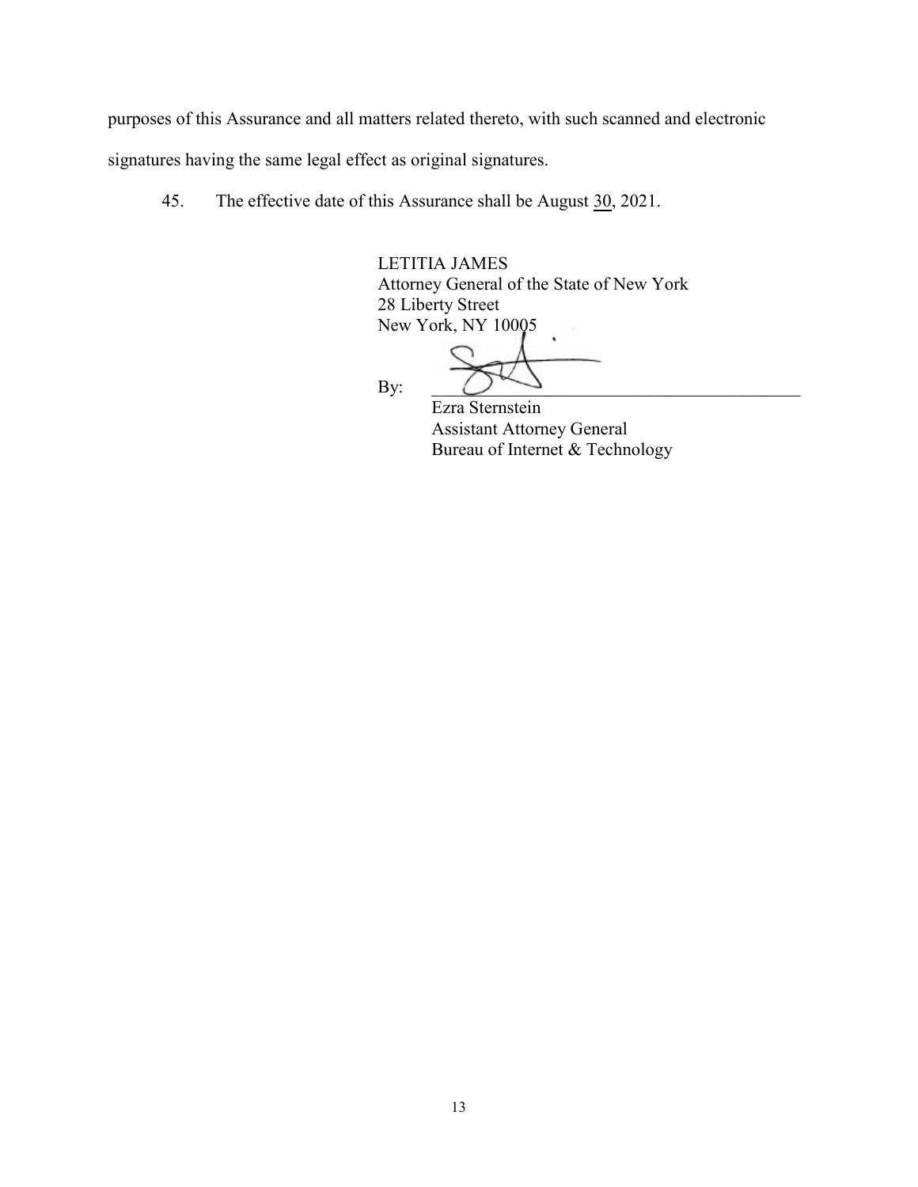purposes of this Assurance and all matters related thereto, with such scanned and electronic signatures having the same legal effect as original signatures.

45. The effective date of this Assurance shall be August 30, 2021.

LETITIA JAMES
Attorney General of the State of New York
28 Liberty Street
New York, NY 10005

By: ________________________________

Ezra Sternstein
Assistant Attorney General
Bureau of Internet & Technology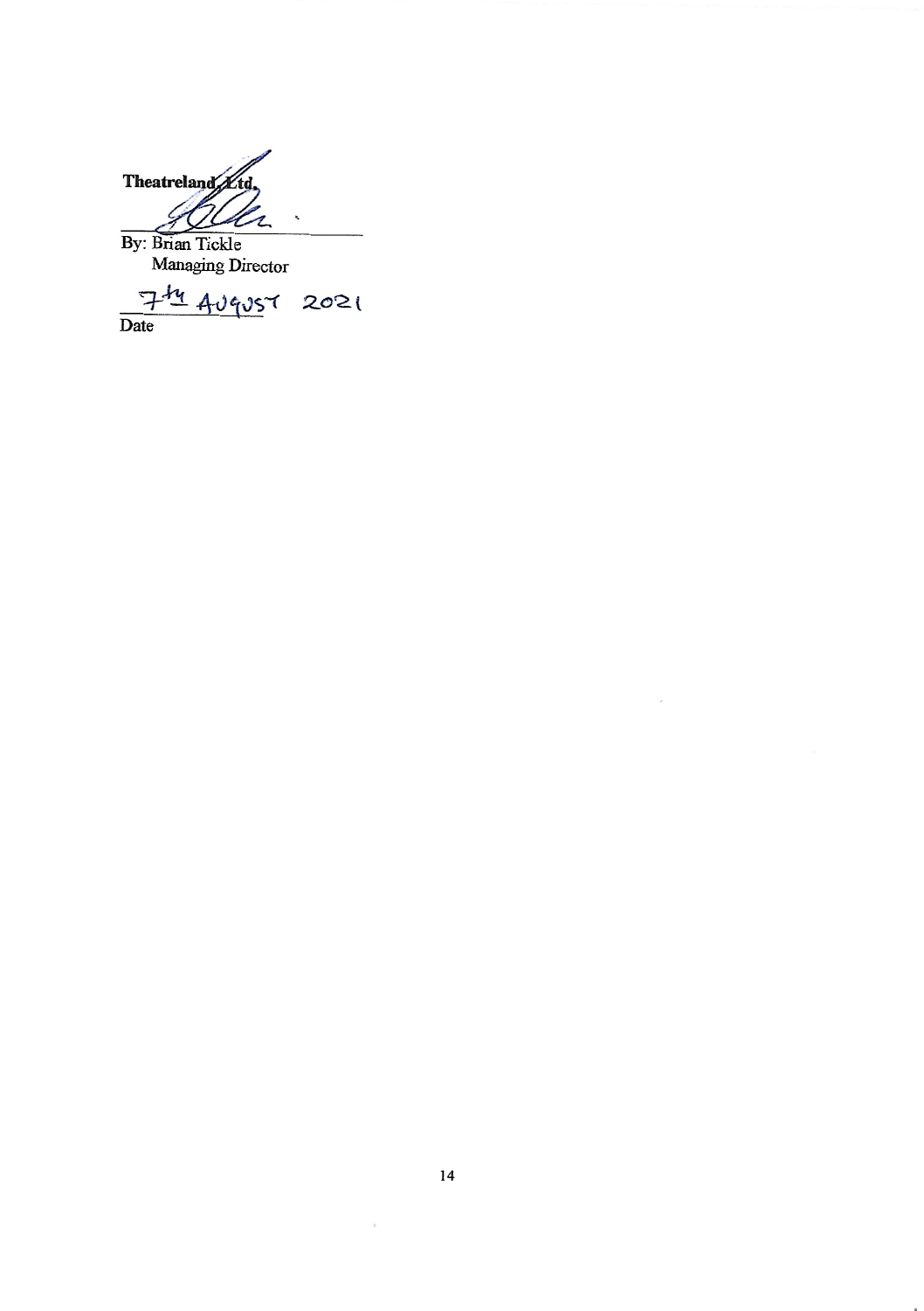**Theatreland, Ltd.**

______________________________
By: Brian Tickle
Managing Director

7th August 2021
______________________________
Date